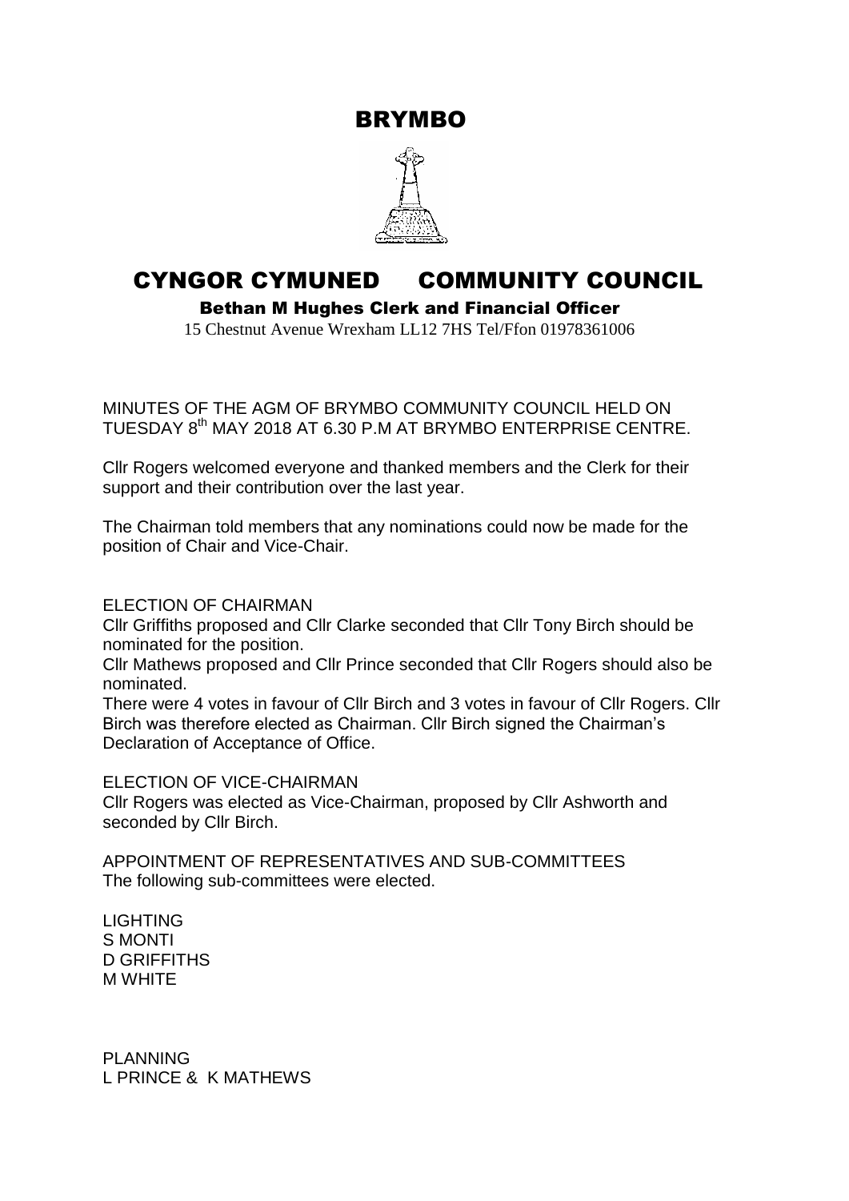# BRYMBO

# CYNGOR CYMUNED COMMUNITY COUNCIL

**Bethan M Hughes Clerk and Financial Officer**

15 Chestnut Avenue Wrexham LL12 7HS Tel/Ffon 01978361006

MINUTES OF THE AGM OF BRYMBO COMMUNITY COUNCIL HELD ON TUESDAY 8th MAY 2018 AT 6.30 P.M AT BRYMBO ENTERPRISE CENTRE.

Cllr Rogers welcomed everyone and thanked members and the Clerk for their support and their contribution over the last year.

The Chairman told members that any nominations could now be made for the position of Chair and Vice-Chair.

ELECTION OF CHAIRMAN

Cllr Griffiths proposed and Cllr Clarke seconded that Cllr Tony Birch should be nominated for the position.

Cllr Mathews proposed and Cllr Prince seconded that Cllr Rogers should also be nominated.

There were 4 votes in favour of Cllr Birch and 3 votes in favour of Cllr Rogers. Cllr Birch was therefore elected as Chairman. Cllr Birch signed the Chairman's Declaration of Acceptance of Office.

ELECTION OF VICE-CHAIRMAN

Cllr Rogers was elected as Vice-Chairman, proposed by Cllr Ashworth and seconded by Cllr Birch.

APPOINTMENT OF REPRESENTATIVES AND SUB-COMMITTEES

The following sub-committees were elected.

LIGHTING
S MONTI
D GRIFFITHS
M WHITE

PLANNING
L PRINCE & K MATHEWS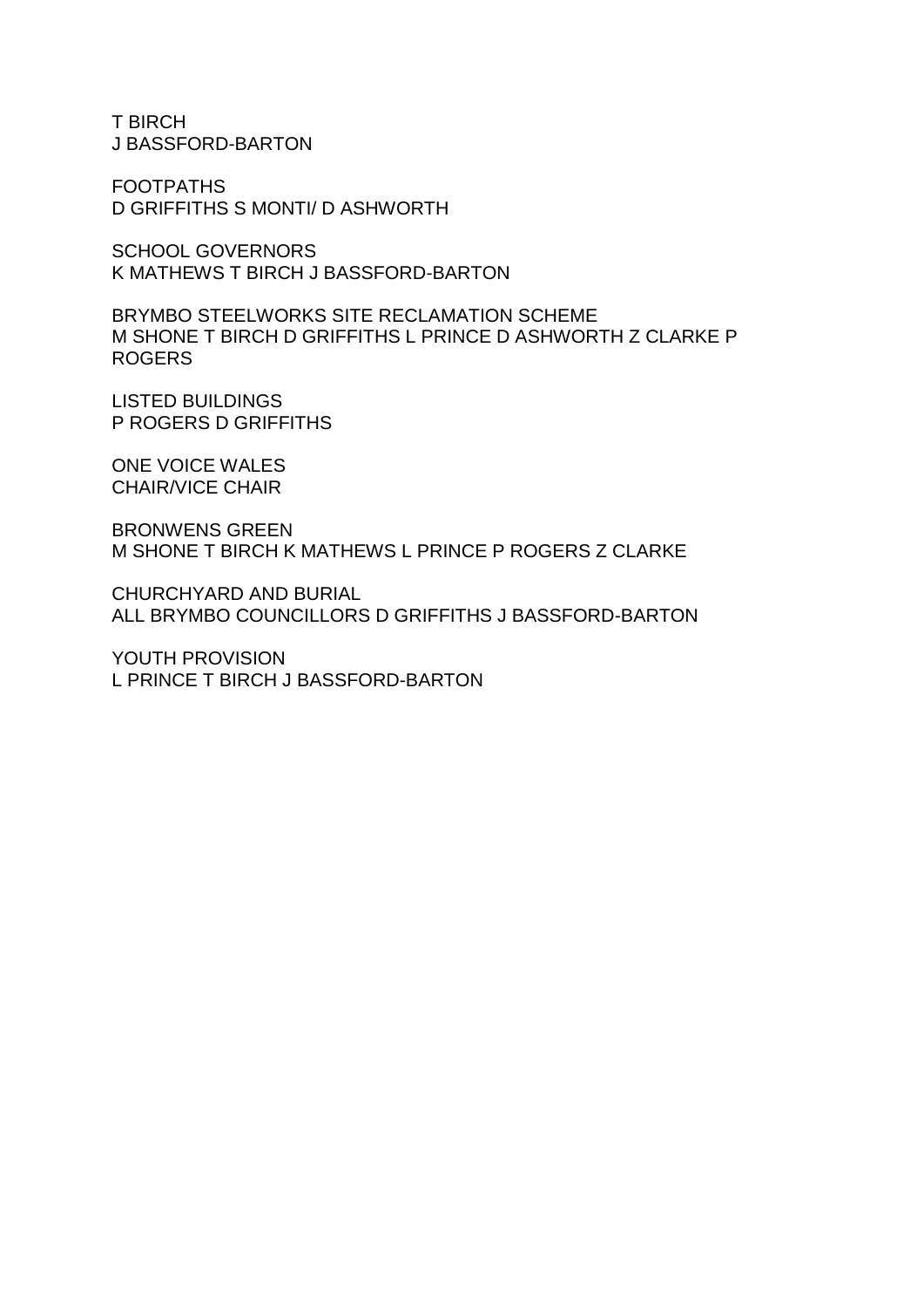T BIRCH
J BASSFORD-BARTON

FOOTPATHS
D GRIFFITHS S MONTI/ D ASHWORTH

SCHOOL GOVERNORS
K MATHEWS T BIRCH J BASSFORD-BARTON

BRYMBO STEELWORKS SITE RECLAMATION SCHEME
M SHONE T BIRCH D GRIFFITHS L PRINCE D ASHWORTH Z CLARKE P ROGERS

LISTED BUILDINGS
P ROGERS D GRIFFITHS

ONE VOICE WALES
CHAIR/VICE CHAIR

BRONWENS GREEN
M SHONE T BIRCH K MATHEWS L PRINCE P ROGERS Z CLARKE

CHURCHYARD AND BURIAL
ALL BRYMBO COUNCILLORS D GRIFFITHS J BASSFORD-BARTON

YOUTH PROVISION
L PRINCE T BIRCH J BASSFORD-BARTON